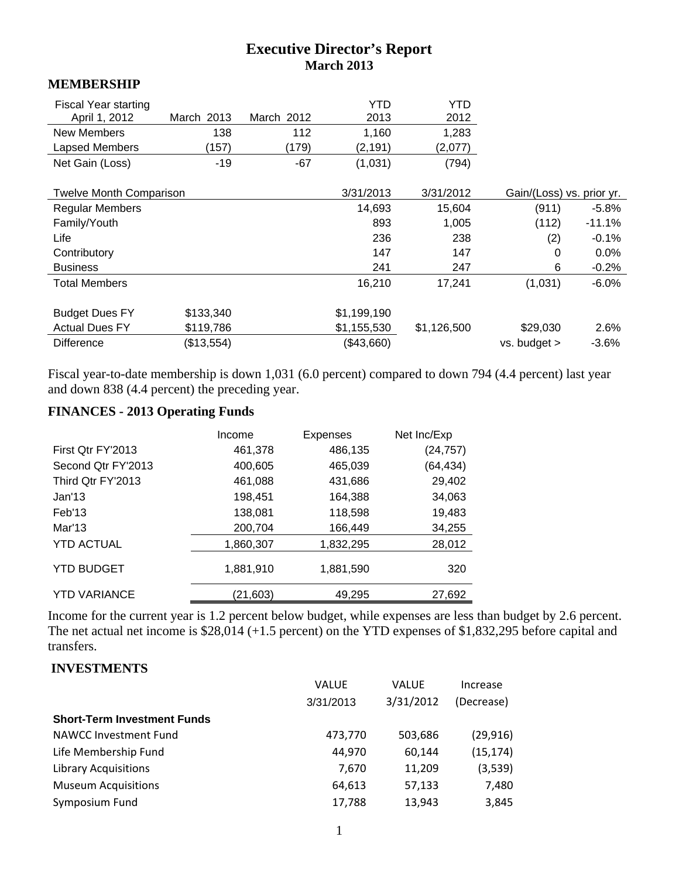# Executive Director's Report
## March 2013

### MEMBERSHIP

| Fiscal Year starting April 1, 2012 | March 2013 | March 2012 | YTD 2013 | YTD 2012 | | |
|---|---|---|---|---|---|---|
| New Members | 138 | 112 | 1,160 | 1,283 | | |
| Lapsed Members | (157) | (179) | (2,191) | (2,077) | | |
| Net Gain (Loss) | -19 | -67 | (1,031) | (794) | | |
| | | | | | | |
| Twelve Month Comparison | | | 3/31/2013 | 3/31/2012 | Gain/(Loss) vs. prior yr. | |
| Regular Members | | | 14,693 | 15,604 | (911) | -5.8% |
| Family/Youth | | | 893 | 1,005 | (112) | -11.1% |
| Life | | | 236 | 238 | (2) | -0.1% |
| Contributory | | | 147 | 147 | 0 | 0.0% |
| Business | | | 241 | 247 | 6 | -0.2% |
| Total Members | | | 16,210 | 17,241 | (1,031) | -6.0% |
| | | | | | | |
| Budget Dues FY | $133,340 | | $1,199,190 | | | |
| Actual Dues FY | $119,786 | | $1,155,530 | $1,126,500 | $29,030 | 2.6% |
| Difference | ($13,554) | | ($43,660) | | vs. budget > | -3.6% |

Fiscal year-to-date membership is down 1,031 (6.0 percent) compared to down 794 (4.4 percent) last year and down 838 (4.4 percent) the preceding year.

### FINANCES - 2013 Operating Funds

| | Income | Expenses | Net Inc/Exp |
|---|---|---|---|
| First Qtr FY'2013 | 461,378 | 486,135 | (24,757) |
| Second Qtr FY'2013 | 400,605 | 465,039 | (64,434) |
| Third Qtr FY'2013 | 461,088 | 431,686 | 29,402 |
| Jan'13 | 198,451 | 164,388 | 34,063 |
| Feb'13 | 138,081 | 118,598 | 19,483 |
| Mar'13 | 200,704 | 166,449 | 34,255 |
| YTD ACTUAL | 1,860,307 | 1,832,295 | 28,012 |
| YTD BUDGET | 1,881,910 | 1,881,590 | 320 |
| YTD VARIANCE | (21,603) | 49,295 | 27,692 |

Income for the current year is 1.2 percent below budget, while expenses are less than budget by 2.6 percent. The net actual net income is $28,014 (+1.5 percent) on the YTD expenses of $1,832,295 before capital and transfers.

### INVESTMENTS

| | VALUE 3/31/2013 | VALUE 3/31/2012 | Increase (Decrease) |
|---|---|---|---|
| **Short-Term Investment Funds** | | | |
| NAWCC Investment Fund | 473,770 | 503,686 | (29,916) |
| Life Membership Fund | 44,970 | 60,144 | (15,174) |
| Library Acquisitions | 7,670 | 11,209 | (3,539) |
| Museum Acquisitions | 64,613 | 57,133 | 7,480 |
| Symposium Fund | 17,788 | 13,943 | 3,845 |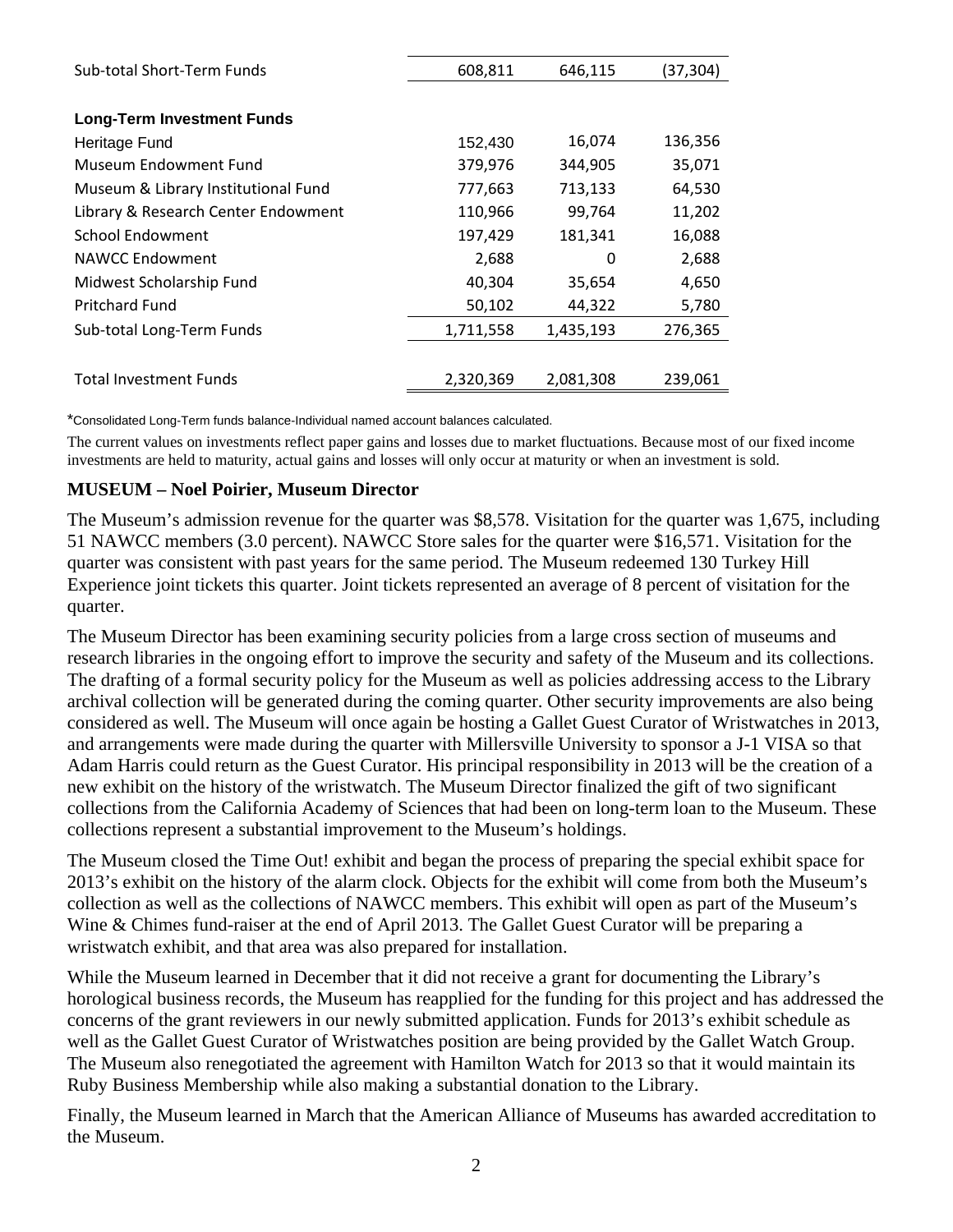| | | | |
|---|---|---|---|
| Sub-total Short-Term Funds | 608,811 | 646,115 | (37,304) |
| | | | |
| **Long-Term Investment Funds** | | | |
| Heritage Fund | 152,430 | 16,074 | 136,356 |
| Museum Endowment Fund | 379,976 | 344,905 | 35,071 |
| Museum & Library Institutional Fund | 777,663 | 713,133 | 64,530 |
| Library & Research Center Endowment | 110,966 | 99,764 | 11,202 |
| School Endowment | 197,429 | 181,341 | 16,088 |
| NAWCC Endowment | 2,688 | 0 | 2,688 |
| Midwest Scholarship Fund | 40,304 | 35,654 | 4,650 |
| Pritchard Fund | 50,102 | 44,322 | 5,780 |
| Sub-total Long-Term Funds | 1,711,558 | 1,435,193 | 276,365 |
| | | | |
| Total Investment Funds | 2,320,369 | 2,081,308 | 239,061 |

*Consolidated Long-Term funds balance-Individual named account balances calculated.

The current values on investments reflect paper gains and losses due to market fluctuations. Because most of our fixed income investments are held to maturity, actual gains and losses will only occur at maturity or when an investment is sold.

**MUSEUM – Noel Poirier, Museum Director**

The Museum's admission revenue for the quarter was $8,578. Visitation for the quarter was 1,675, including 51 NAWCC members (3.0 percent). NAWCC Store sales for the quarter were $16,571. Visitation for the quarter was consistent with past years for the same period. The Museum redeemed 130 Turkey Hill Experience joint tickets this quarter. Joint tickets represented an average of 8 percent of visitation for the quarter.

The Museum Director has been examining security policies from a large cross section of museums and research libraries in the ongoing effort to improve the security and safety of the Museum and its collections. The drafting of a formal security policy for the Museum as well as policies addressing access to the Library archival collection will be generated during the coming quarter. Other security improvements are also being considered as well. The Museum will once again be hosting a Gallet Guest Curator of Wristwatches in 2013, and arrangements were made during the quarter with Millersville University to sponsor a J-1 VISA so that Adam Harris could return as the Guest Curator. His principal responsibility in 2013 will be the creation of a new exhibit on the history of the wristwatch. The Museum Director finalized the gift of two significant collections from the California Academy of Sciences that had been on long-term loan to the Museum. These collections represent a substantial improvement to the Museum's holdings.

The Museum closed the Time Out! exhibit and began the process of preparing the special exhibit space for 2013's exhibit on the history of the alarm clock. Objects for the exhibit will come from both the Museum's collection as well as the collections of NAWCC members. This exhibit will open as part of the Museum's Wine & Chimes fund-raiser at the end of April 2013. The Gallet Guest Curator will be preparing a wristwatch exhibit, and that area was also prepared for installation.

While the Museum learned in December that it did not receive a grant for documenting the Library's horological business records, the Museum has reapplied for the funding for this project and has addressed the concerns of the grant reviewers in our newly submitted application. Funds for 2013's exhibit schedule as well as the Gallet Guest Curator of Wristwatches position are being provided by the Gallet Watch Group. The Museum also renegotiated the agreement with Hamilton Watch for 2013 so that it would maintain its Ruby Business Membership while also making a substantial donation to the Library.

Finally, the Museum learned in March that the American Alliance of Museums has awarded accreditation to the Museum.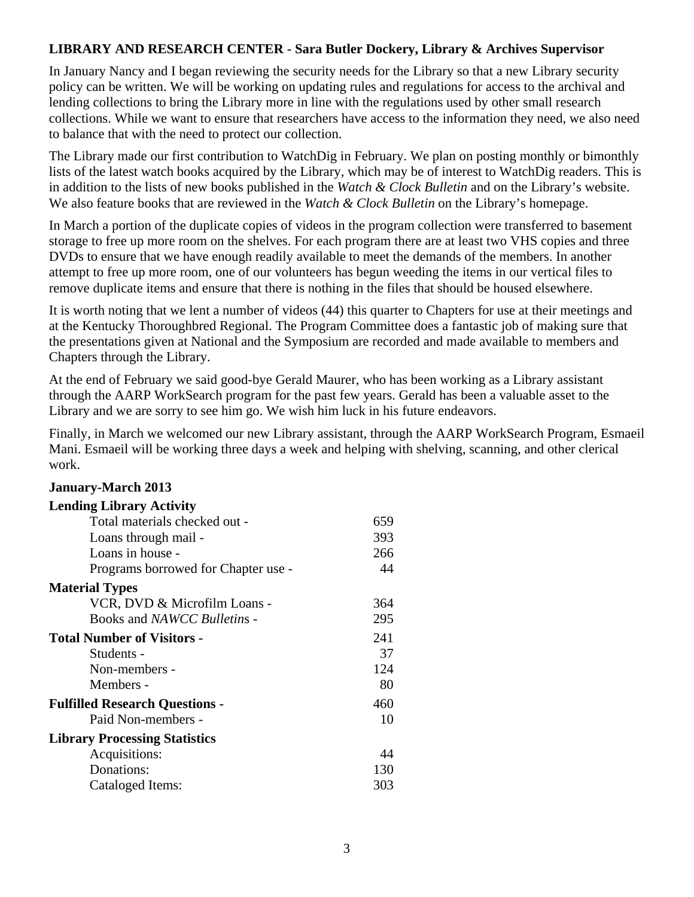**LIBRARY AND RESEARCH CENTER - Sara Butler Dockery, Library & Archives Supervisor**

In January Nancy and I began reviewing the security needs for the Library so that a new Library security policy can be written. We will be working on updating rules and regulations for access to the archival and lending collections to bring the Library more in line with the regulations used by other small research collections. While we want to ensure that researchers have access to the information they need, we also need to balance that with the need to protect our collection.

The Library made our first contribution to WatchDig in February. We plan on posting monthly or bimonthly lists of the latest watch books acquired by the Library, which may be of interest to WatchDig readers. This is in addition to the lists of new books published in the *Watch & Clock Bulletin* and on the Library's website. We also feature books that are reviewed in the *Watch & Clock Bulletin* on the Library's homepage.

In March a portion of the duplicate copies of videos in the program collection were transferred to basement storage to free up more room on the shelves. For each program there are at least two VHS copies and three DVDs to ensure that we have enough readily available to meet the demands of the members. In another attempt to free up more room, one of our volunteers has begun weeding the items in our vertical files to remove duplicate items and ensure that there is nothing in the files that should be housed elsewhere.

It is worth noting that we lent a number of videos (44) this quarter to Chapters for use at their meetings and at the Kentucky Thoroughbred Regional. The Program Committee does a fantastic job of making sure that the presentations given at National and the Symposium are recorded and made available to members and Chapters through the Library.

At the end of February we said good-bye Gerald Maurer, who has been working as a Library assistant through the AARP WorkSearch program for the past few years. Gerald has been a valuable asset to the Library and we are sorry to see him go. We wish him luck in his future endeavors.

Finally, in March we welcomed our new Library assistant, through the AARP WorkSearch Program, Esmaeil Mani. Esmaeil will be working three days a week and helping with shelving, scanning, and other clerical work.

**January-March 2013**

| | |
|---|---|
| **Lending Library Activity** | |
| Total materials checked out - | 659 |
| Loans through mail - | 393 |
| Loans in house - | 266 |
| Programs borrowed for Chapter use - | 44 |
| **Material Types** | |
| VCR, DVD & Microfilm Loans - | 364 |
| Books and *NAWCC Bulletin*s - | 295 |
| **Total Number of Visitors -** | 241 |
| Students - | 37 |
| Non-members - | 124 |
| Members - | 80 |
| **Fulfilled Research Questions -** | 460 |
| Paid Non-members - | 10 |
| **Library Processing Statistics** | |
| Acquisitions: | 44 |
| Donations: | 130 |
| Cataloged Items: | 303 |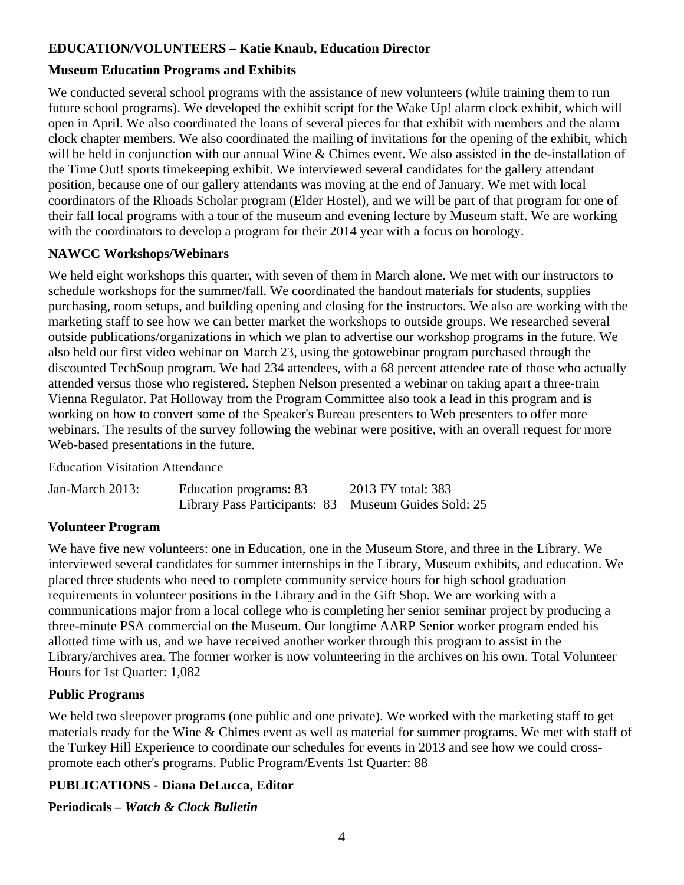## EDUCATION/VOLUNTEERS – Katie Knaub, Education Director

### Museum Education Programs and Exhibits

We conducted several school programs with the assistance of new volunteers (while training them to run future school programs). We developed the exhibit script for the Wake Up! alarm clock exhibit, which will open in April. We also coordinated the loans of several pieces for that exhibit with members and the alarm clock chapter members. We also coordinated the mailing of invitations for the opening of the exhibit, which will be held in conjunction with our annual Wine & Chimes event. We also assisted in the de-installation of the Time Out! sports timekeeping exhibit. We interviewed several candidates for the gallery attendant position, because one of our gallery attendants was moving at the end of January. We met with local coordinators of the Rhoads Scholar program (Elder Hostel), and we will be part of that program for one of their fall local programs with a tour of the museum and evening lecture by Museum staff. We are working with the coordinators to develop a program for their 2014 year with a focus on horology.

### NAWCC Workshops/Webinars

We held eight workshops this quarter, with seven of them in March alone. We met with our instructors to schedule workshops for the summer/fall. We coordinated the handout materials for students, supplies purchasing, room setups, and building opening and closing for the instructors. We also are working with the marketing staff to see how we can better market the workshops to outside groups. We researched several outside publications/organizations in which we plan to advertise our workshop programs in the future. We also held our first video webinar on March 23, using the gotowebinar program purchased through the discounted TechSoup program. We had 234 attendees, with a 68 percent attendee rate of those who actually attended versus those who registered. Stephen Nelson presented a webinar on taking apart a three-train Vienna Regulator. Pat Holloway from the Program Committee also took a lead in this program and is working on how to convert some of the Speaker's Bureau presenters to Web presenters to offer more webinars. The results of the survey following the webinar were positive, with an overall request for more Web-based presentations in the future.

Education Visitation Attendance

| | | |
|---|---|---|
| Jan-March 2013: | Education programs: 83 | 2013 FY total: 383 |
| | Library Pass Participants: 83 | Museum Guides Sold: 25 |

### Volunteer Program

We have five new volunteers: one in Education, one in the Museum Store, and three in the Library. We interviewed several candidates for summer internships in the Library, Museum exhibits, and education. We placed three students who need to complete community service hours for high school graduation requirements in volunteer positions in the Library and in the Gift Shop. We are working with a communications major from a local college who is completing her senior seminar project by producing a three-minute PSA commercial on the Museum. Our longtime AARP Senior worker program ended his allotted time with us, and we have received another worker through this program to assist in the Library/archives area. The former worker is now volunteering in the archives on his own. Total Volunteer Hours for 1st Quarter: 1,082

### Public Programs

We held two sleepover programs (one public and one private). We worked with the marketing staff to get materials ready for the Wine & Chimes event as well as material for summer programs. We met with staff of the Turkey Hill Experience to coordinate our schedules for events in 2013 and see how we could cross-promote each other's programs. Public Program/Events 1st Quarter: 88

## PUBLICATIONS - Diana DeLucca, Editor

### Periodicals – *Watch & Clock Bulletin*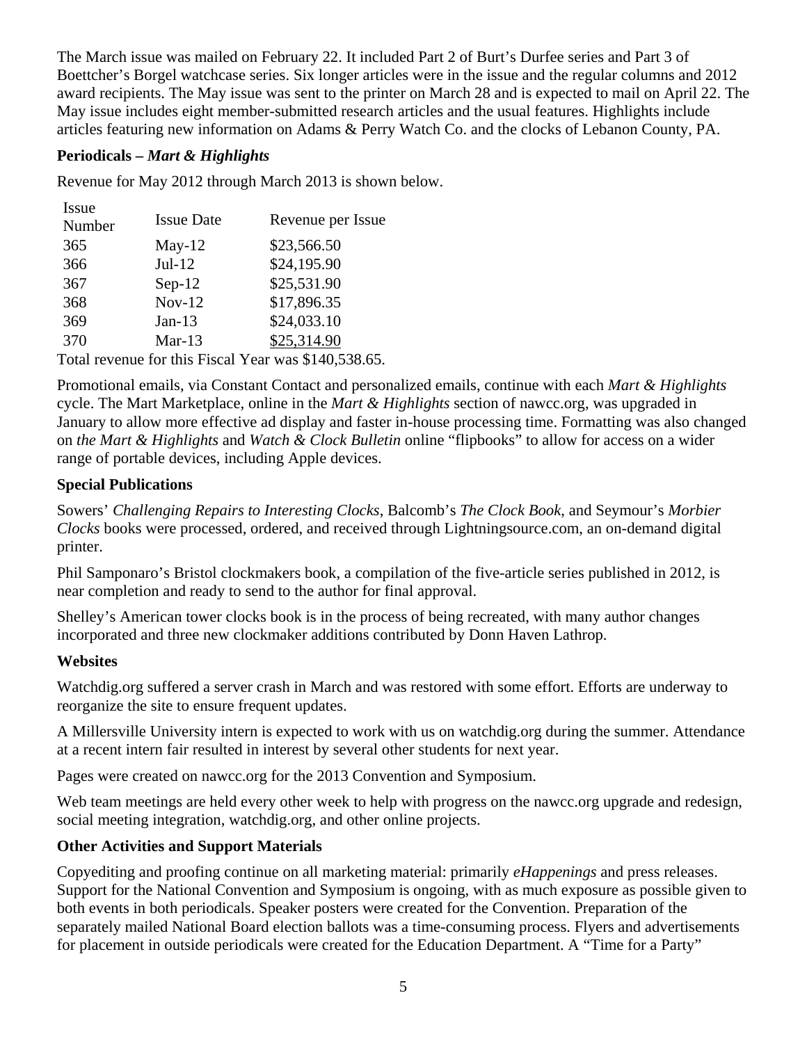The March issue was mailed on February 22. It included Part 2 of Burt's Durfee series and Part 3 of Boettcher's Borgel watchcase series. Six longer articles were in the issue and the regular columns and 2012 award recipients. The May issue was sent to the printer on March 28 and is expected to mail on April 22. The May issue includes eight member-submitted research articles and the usual features. Highlights include articles featuring new information on Adams & Perry Watch Co. and the clocks of Lebanon County, PA.

### Periodicals – *Mart & Highlights*

Revenue for May 2012 through March 2013 is shown below.

| Issue Number | Issue Date | Revenue per Issue |
|---|---|---|
| 365 | May-12 | $23,566.50 |
| 366 | Jul-12 | $24,195.90 |
| 367 | Sep-12 | $25,531.90 |
| 368 | Nov-12 | $17,896.35 |
| 369 | Jan-13 | $24,033.10 |
| 370 | Mar-13 | $25,314.90 |

Total revenue for this Fiscal Year was $140,538.65.

Promotional emails, via Constant Contact and personalized emails, continue with each *Mart & Highlights* cycle. The Mart Marketplace, online in the *Mart & Highlights* section of nawcc.org, was upgraded in January to allow more effective ad display and faster in-house processing time. Formatting was also changed on *the Mart & Highlights* and *Watch & Clock Bulletin* online "flipbooks" to allow for access on a wider range of portable devices, including Apple devices.

### Special Publications

Sowers' *Challenging Repairs to Interesting Clocks*, Balcomb's *The Clock Book*, and Seymour's *Morbier Clocks* books were processed, ordered, and received through Lightningsource.com, an on-demand digital printer.

Phil Samponaro's Bristol clockmakers book, a compilation of the five-article series published in 2012, is near completion and ready to send to the author for final approval.

Shelley's American tower clocks book is in the process of being recreated, with many author changes incorporated and three new clockmaker additions contributed by Donn Haven Lathrop.

### Websites

Watchdig.org suffered a server crash in March and was restored with some effort. Efforts are underway to reorganize the site to ensure frequent updates.

A Millersville University intern is expected to work with us on watchdig.org during the summer. Attendance at a recent intern fair resulted in interest by several other students for next year.

Pages were created on nawcc.org for the 2013 Convention and Symposium.

Web team meetings are held every other week to help with progress on the nawcc.org upgrade and redesign, social meeting integration, watchdig.org, and other online projects.

### Other Activities and Support Materials

Copyediting and proofing continue on all marketing material: primarily *eHappenings* and press releases. Support for the National Convention and Symposium is ongoing, with as much exposure as possible given to both events in both periodicals. Speaker posters were created for the Convention. Preparation of the separately mailed National Board election ballots was a time-consuming process. Flyers and advertisements for placement in outside periodicals were created for the Education Department. A "Time for a Party"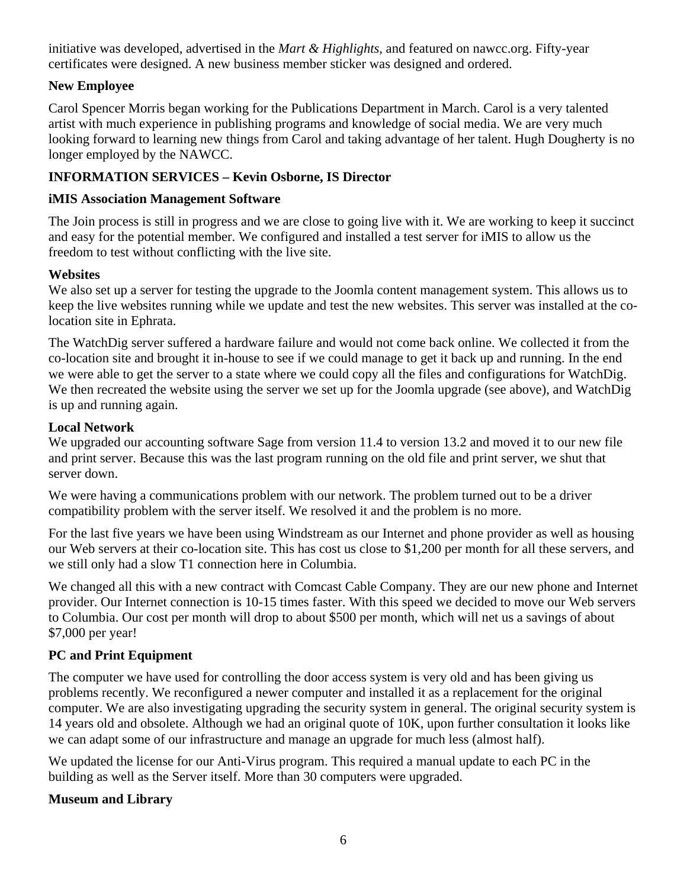initiative was developed, advertised in the *Mart & Highlights*, and featured on nawcc.org. Fifty-year certificates were designed. A new business member sticker was designed and ordered.

**New Employee**

Carol Spencer Morris began working for the Publications Department in March. Carol is a very talented artist with much experience in publishing programs and knowledge of social media. We are very much looking forward to learning new things from Carol and taking advantage of her talent. Hugh Dougherty is no longer employed by the NAWCC.

**INFORMATION SERVICES – Kevin Osborne, IS Director**

**iMIS Association Management Software**

The Join process is still in progress and we are close to going live with it. We are working to keep it succinct and easy for the potential member. We configured and installed a test server for iMIS to allow us the freedom to test without conflicting with the live site.

**Websites**

We also set up a server for testing the upgrade to the Joomla content management system. This allows us to keep the live websites running while we update and test the new websites. This server was installed at the co-location site in Ephrata.

The WatchDig server suffered a hardware failure and would not come back online. We collected it from the co-location site and brought it in-house to see if we could manage to get it back up and running. In the end we were able to get the server to a state where we could copy all the files and configurations for WatchDig. We then recreated the website using the server we set up for the Joomla upgrade (see above), and WatchDig is up and running again.

**Local Network**

We upgraded our accounting software Sage from version 11.4 to version 13.2 and moved it to our new file and print server. Because this was the last program running on the old file and print server, we shut that server down.

We were having a communications problem with our network. The problem turned out to be a driver compatibility problem with the server itself. We resolved it and the problem is no more.

For the last five years we have been using Windstream as our Internet and phone provider as well as housing our Web servers at their co-location site. This has cost us close to $1,200 per month for all these servers, and we still only had a slow T1 connection here in Columbia.

We changed all this with a new contract with Comcast Cable Company. They are our new phone and Internet provider. Our Internet connection is 10-15 times faster. With this speed we decided to move our Web servers to Columbia. Our cost per month will drop to about $500 per month, which will net us a savings of about $7,000 per year!

**PC and Print Equipment**

The computer we have used for controlling the door access system is very old and has been giving us problems recently. We reconfigured a newer computer and installed it as a replacement for the original computer. We are also investigating upgrading the security system in general. The original security system is 14 years old and obsolete. Although we had an original quote of 10K, upon further consultation it looks like we can adapt some of our infrastructure and manage an upgrade for much less (almost half).

We updated the license for our Anti-Virus program. This required a manual update to each PC in the building as well as the Server itself. More than 30 computers were upgraded.

**Museum and Library**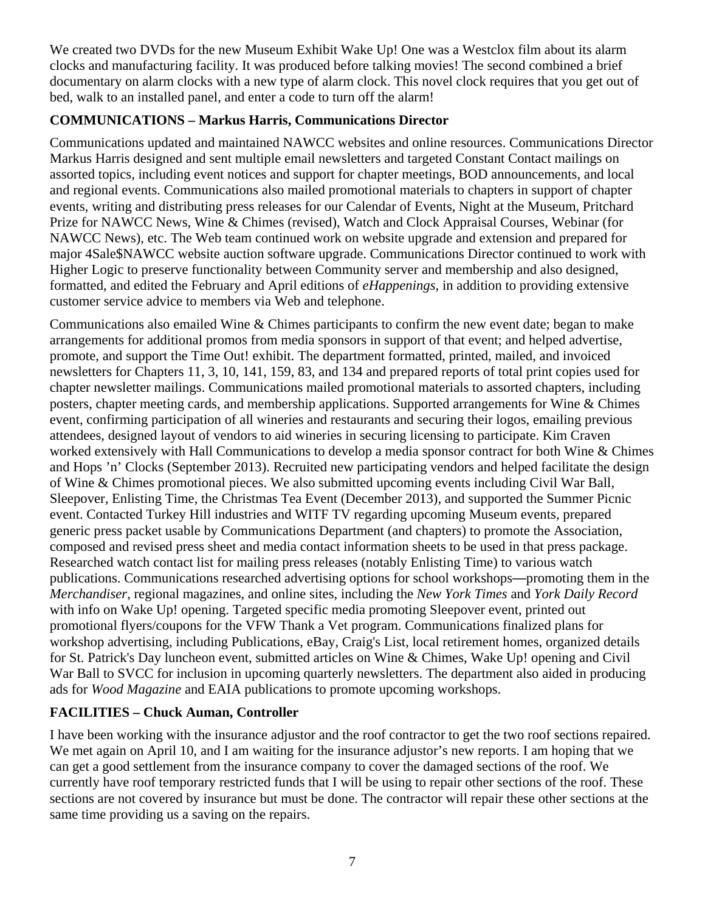We created two DVDs for the new Museum Exhibit Wake Up! One was a Westclox film about its alarm clocks and manufacturing facility. It was produced before talking movies! The second combined a brief documentary on alarm clocks with a new type of alarm clock. This novel clock requires that you get out of bed, walk to an installed panel, and enter a code to turn off the alarm!

**COMMUNICATIONS – Markus Harris, Communications Director**

Communications updated and maintained NAWCC websites and online resources. Communications Director Markus Harris designed and sent multiple email newsletters and targeted Constant Contact mailings on assorted topics, including event notices and support for chapter meetings, BOD announcements, and local and regional events. Communications also mailed promotional materials to chapters in support of chapter events, writing and distributing press releases for our Calendar of Events, Night at the Museum, Pritchard Prize for NAWCC News, Wine & Chimes (revised), Watch and Clock Appraisal Courses, Webinar (for NAWCC News), etc. The Web team continued work on website upgrade and extension and prepared for major 4Sale$NAWCC website auction software upgrade. Communications Director continued to work with Higher Logic to preserve functionality between Community server and membership and also designed, formatted, and edited the February and April editions of *eHappenings*, in addition to providing extensive customer service advice to members via Web and telephone.

Communications also emailed Wine & Chimes participants to confirm the new event date; began to make arrangements for additional promos from media sponsors in support of that event; and helped advertise, promote, and support the Time Out! exhibit. The department formatted, printed, mailed, and invoiced newsletters for Chapters 11, 3, 10, 141, 159, 83, and 134 and prepared reports of total print copies used for chapter newsletter mailings. Communications mailed promotional materials to assorted chapters, including posters, chapter meeting cards, and membership applications. Supported arrangements for Wine & Chimes event, confirming participation of all wineries and restaurants and securing their logos, emailing previous attendees, designed layout of vendors to aid wineries in securing licensing to participate. Kim Craven worked extensively with Hall Communications to develop a media sponsor contract for both Wine & Chimes and Hops 'n' Clocks (September 2013). Recruited new participating vendors and helped facilitate the design of Wine & Chimes promotional pieces. We also submitted upcoming events including Civil War Ball, Sleepover, Enlisting Time, the Christmas Tea Event (December 2013), and supported the Summer Picnic event. Contacted Turkey Hill industries and WITF TV regarding upcoming Museum events, prepared generic press packet usable by Communications Department (and chapters) to promote the Association, composed and revised press sheet and media contact information sheets to be used in that press package. Researched watch contact list for mailing press releases (notably Enlisting Time) to various watch publications. Communications researched advertising options for school workshops—promoting them in the *Merchandiser*, regional magazines, and online sites, including the *New York Times* and *York Daily Record* with info on Wake Up! opening. Targeted specific media promoting Sleepover event, printed out promotional flyers/coupons for the VFW Thank a Vet program. Communications finalized plans for workshop advertising, including Publications, eBay, Craig's List, local retirement homes, organized details for St. Patrick's Day luncheon event, submitted articles on Wine & Chimes, Wake Up! opening and Civil War Ball to SVCC for inclusion in upcoming quarterly newsletters. The department also aided in producing ads for *Wood Magazine* and EAIA publications to promote upcoming workshops.

**FACILITIES – Chuck Auman, Controller**

I have been working with the insurance adjustor and the roof contractor to get the two roof sections repaired. We met again on April 10, and I am waiting for the insurance adjustor's new reports. I am hoping that we can get a good settlement from the insurance company to cover the damaged sections of the roof. We currently have roof temporary restricted funds that I will be using to repair other sections of the roof. These sections are not covered by insurance but must be done. The contractor will repair these other sections at the same time providing us a saving on the repairs.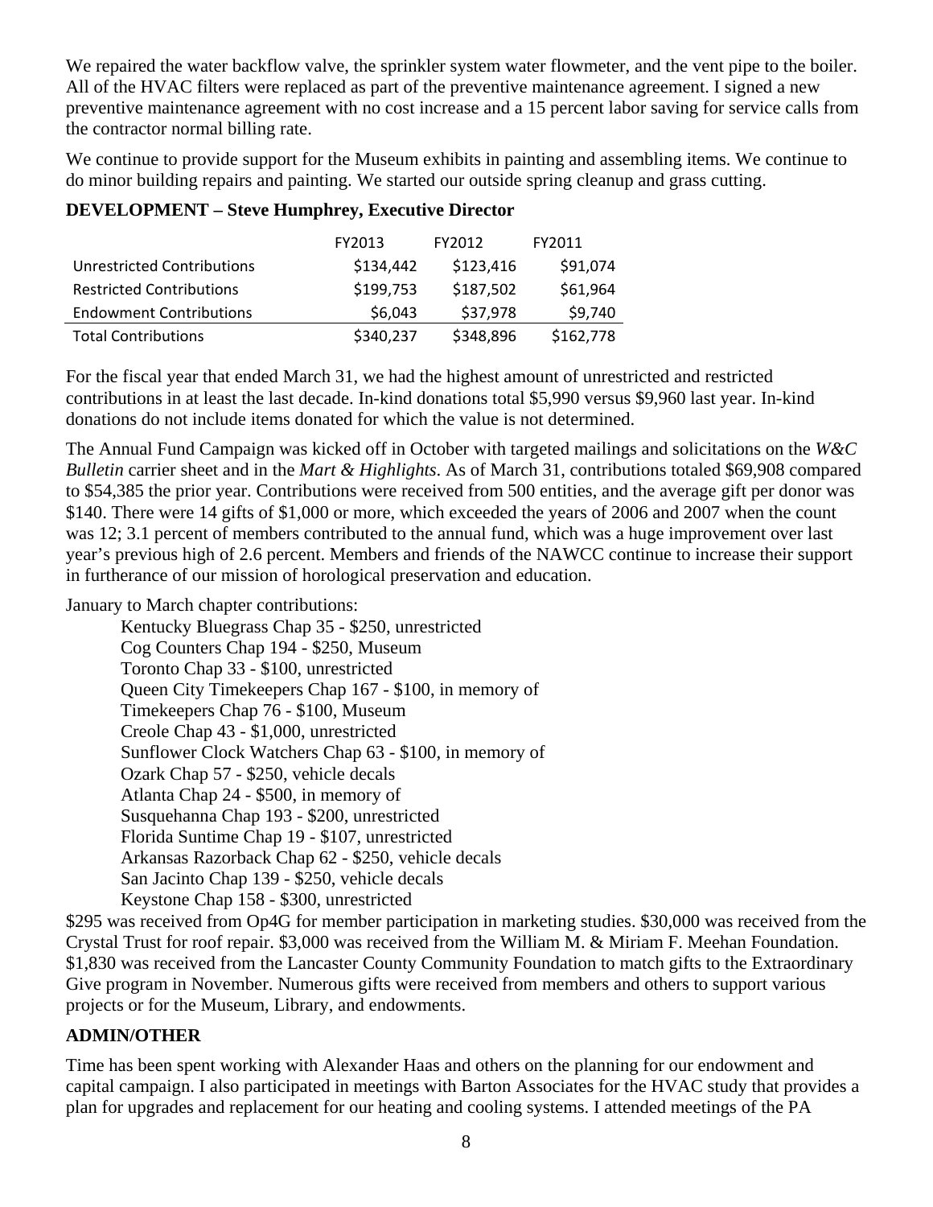We repaired the water backflow valve, the sprinkler system water flowmeter, and the vent pipe to the boiler. All of the HVAC filters were replaced as part of the preventive maintenance agreement. I signed a new preventive maintenance agreement with no cost increase and a 15 percent labor saving for service calls from the contractor normal billing rate.

We continue to provide support for the Museum exhibits in painting and assembling items. We continue to do minor building repairs and painting. We started our outside spring cleanup and grass cutting.

**DEVELOPMENT – Steve Humphrey, Executive Director**

| | FY2013 | FY2012 | FY2011 |
|---|---|---|---|
| Unrestricted Contributions | $134,442 | $123,416 | $91,074 |
| Restricted Contributions | $199,753 | $187,502 | $61,964 |
| Endowment Contributions | $6,043 | $37,978 | $9,740 |
| Total Contributions | $340,237 | $348,896 | $162,778 |

For the fiscal year that ended March 31, we had the highest amount of unrestricted and restricted contributions in at least the last decade. In-kind donations total $5,990 versus $9,960 last year. In-kind donations do not include items donated for which the value is not determined.

The Annual Fund Campaign was kicked off in October with targeted mailings and solicitations on the *W&C Bulletin* carrier sheet and in the *Mart & Highlights*. As of March 31, contributions totaled $69,908 compared to $54,385 the prior year. Contributions were received from 500 entities, and the average gift per donor was $140. There were 14 gifts of $1,000 or more, which exceeded the years of 2006 and 2007 when the count was 12; 3.1 percent of members contributed to the annual fund, which was a huge improvement over last year's previous high of 2.6 percent. Members and friends of the NAWCC continue to increase their support in furtherance of our mission of horological preservation and education.

January to March chapter contributions:

- Kentucky Bluegrass Chap 35 - $250, unrestricted
- Cog Counters Chap 194 - $250, Museum
- Toronto Chap 33 - $100, unrestricted
- Queen City Timekeepers Chap 167 - $100, in memory of
- Timekeepers Chap 76 - $100, Museum
- Creole Chap 43 - $1,000, unrestricted
- Sunflower Clock Watchers Chap 63 - $100, in memory of
- Ozark Chap 57 - $250, vehicle decals
- Atlanta Chap 24 - $500, in memory of
- Susquehanna Chap 193 - $200, unrestricted
- Florida Suntime Chap 19 - $107, unrestricted
- Arkansas Razorback Chap 62 - $250, vehicle decals
- San Jacinto Chap 139 - $250, vehicle decals
- Keystone Chap 158 - $300, unrestricted

$295 was received from Op4G for member participation in marketing studies. $30,000 was received from the Crystal Trust for roof repair. $3,000 was received from the William M. & Miriam F. Meehan Foundation. $1,830 was received from the Lancaster County Community Foundation to match gifts to the Extraordinary Give program in November. Numerous gifts were received from members and others to support various projects or for the Museum, Library, and endowments.

**ADMIN/OTHER**

Time has been spent working with Alexander Haas and others on the planning for our endowment and capital campaign. I also participated in meetings with Barton Associates for the HVAC study that provides a plan for upgrades and replacement for our heating and cooling systems. I attended meetings of the PA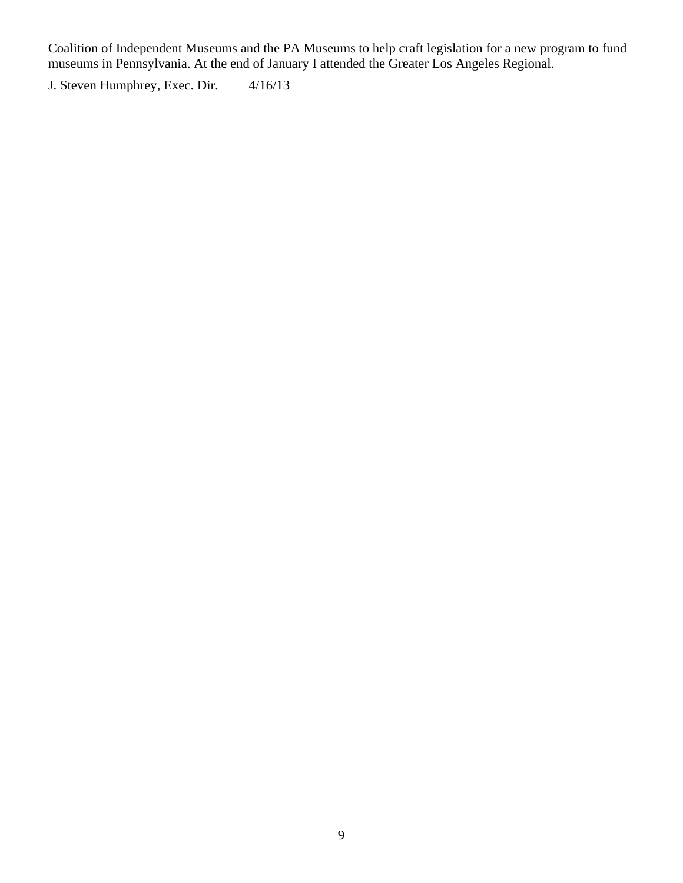Coalition of Independent Museums and the PA Museums to help craft legislation for a new program to fund museums in Pennsylvania. At the end of January I attended the Greater Los Angeles Regional.

J. Steven Humphrey, Exec. Dir. 4/16/13